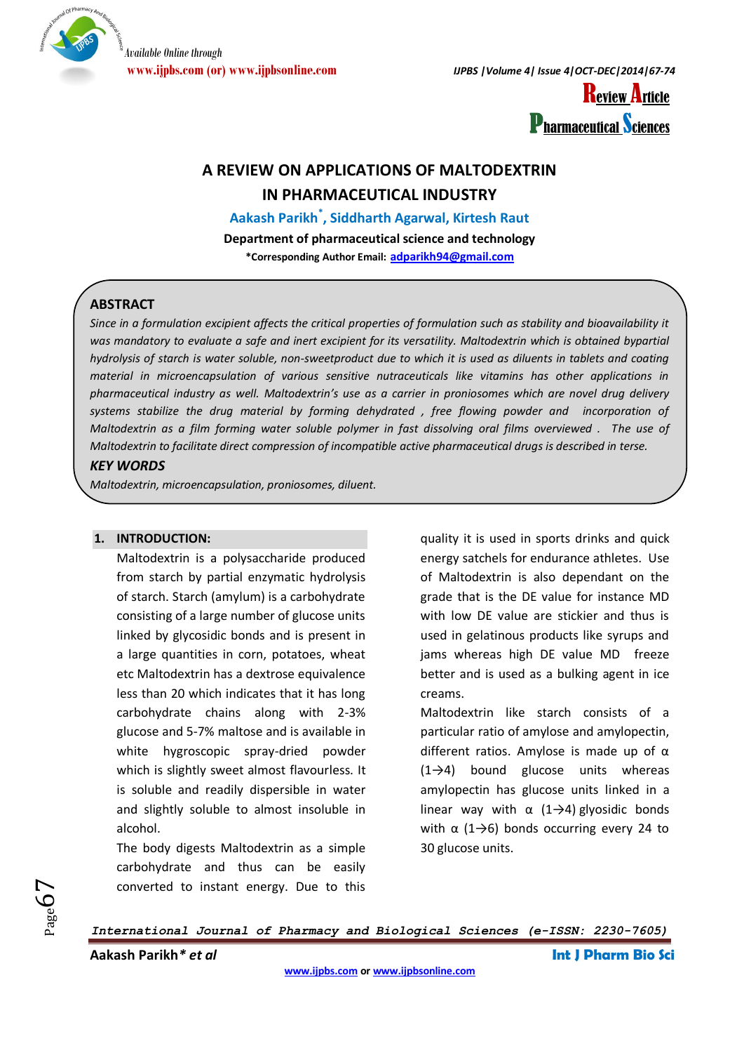Review Article
Pharmaceutical Sciences

# A REVIEW ON APPLICATIONS OF MALTODEXTRIN IN PHARMACEUTICAL INDUSTRY

**Aakash Parikh*, Siddharth Agarwal, Kirtesh Raut**

**Department of pharmaceutical science and technology**

***Corresponding Author Email: adparikh94@gmail.com**

## ABSTRACT

*Since in a formulation excipient affects the critical properties of formulation such as stability and bioavailability it was mandatory to evaluate a safe and inert excipient for its versatility. Maltodextrin which is obtained bypartial hydrolysis of starch is water soluble, non-sweetproduct due to which it is used as diluents in tablets and coating material in microencapsulation of various sensitive nutraceuticals like vitamins has other applications in pharmaceutical industry as well. Maltodextrin's use as a carrier in proniosomes which are novel drug delivery systems stabilize the drug material by forming dehydrated , free flowing powder and incorporation of Maltodextrin as a film forming water soluble polymer in fast dissolving oral films overviewed . The use of Maltodextrin to facilitate direct compression of incompatible active pharmaceutical drugs is described in terse.*

### KEY WORDS

*Maltodextrin, microencapsulation, proniosomes, diluent.*

## 1. INTRODUCTION:

Maltodextrin is a polysaccharide produced from starch by partial enzymatic hydrolysis of starch. Starch (amylum) is a carbohydrate consisting of a large number of glucose units linked by glycosidic bonds and is present in a large quantities in corn, potatoes, wheat etc Maltodextrin has a dextrose equivalence less than 20 which indicates that it has long carbohydrate chains along with 2-3% glucose and 5-7% maltose and is available in white hygroscopic spray-dried powder which is slightly sweet almost flavourless. It is soluble and readily dispersible in water and slightly soluble to almost insoluble in alcohol.

The body digests Maltodextrin as a simple carbohydrate and thus can be easily converted to instant energy. Due to this quality it is used in sports drinks and quick energy satchels for endurance athletes. Use of Maltodextrin is also dependant on the grade that is the DE value for instance MD with low DE value are stickier and thus is used in gelatinous products like syrups and jams whereas high DE value MD freeze better and is used as a bulking agent in ice creams.

Maltodextrin like starch consists of a particular ratio of amylose and amylopectin, different ratios. Amylose is made up of α (1→4) bound glucose units whereas amylopectin has glucose units linked in a linear way with α (1→4) glyosidic bonds with α (1→6) bonds occurring every 24 to 30 glucose units.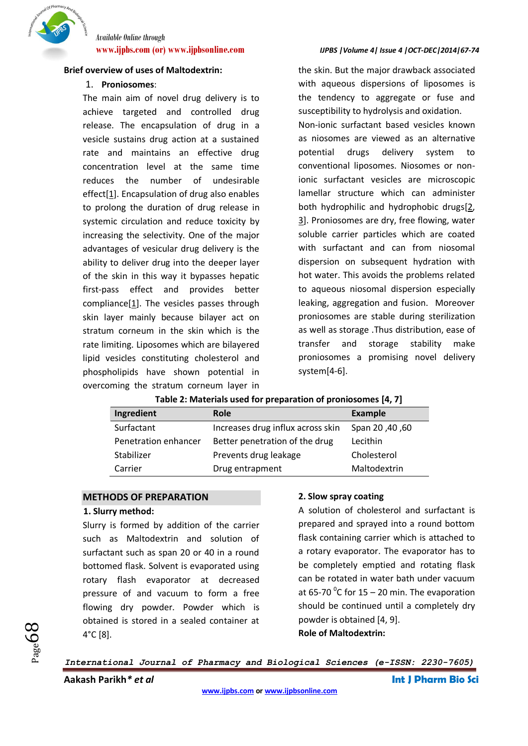## Brief overview of uses of Maltodextrin:

1. **Proniosomes**:

The main aim of novel drug delivery is to achieve targeted and controlled drug release. The encapsulation of drug in a vesicle sustains drug action at a sustained rate and maintains an effective drug concentration level at the same time reduces the number of undesirable effect[1]. Encapsulation of drug also enables to prolong the duration of drug release in systemic circulation and reduce toxicity by increasing the selectivity. One of the major advantages of vesicular drug delivery is the ability to deliver drug into the deeper layer of the skin in this way it bypasses hepatic first-pass effect and provides better compliance[1]. The vesicles passes through skin layer mainly because bilayer act on stratum corneum in the skin which is the rate limiting. Liposomes which are bilayered lipid vesicles constituting cholesterol and phospholipids have shown potential in overcoming the stratum corneum layer in the skin. But the major drawback associated with aqueous dispersions of liposomes is the tendency to aggregate or fuse and susceptibility to hydrolysis and oxidation.

Non-ionic surfactant based vesicles known as niosomes are viewed as an alternative potential drugs delivery system to conventional liposomes. Niosomes or non-ionic surfactant vesicles are microscopic lamellar structure which can administer both hydrophilic and hydrophobic drugs[2, 3]. Proniosomes are dry, free flowing, water soluble carrier particles which are coated with surfactant and can from niosomal dispersion on subsequent hydration with hot water. This avoids the problems related to aqueous niosomal dispersion especially leaking, aggregation and fusion. Moreover proniosomes are stable during sterilization as well as storage .Thus distribution, ease of transfer and storage stability make proniosomes a promising novel delivery system[4-6].

**Table 2: Materials used for preparation of proniosomes [4, 7]**

| Ingredient | Role | Example |
|---|---|---|
| Surfactant | Increases drug influx across skin | Span 20 ,40 ,60 |
| Penetration enhancer | Better penetration of the drug | Lecithin |
| Stabilizer | Prevents drug leakage | Cholesterol |
| Carrier | Drug entrapment | Maltodextrin |

## METHODS OF PREPARATION

### 1. Slurry method:

Slurry is formed by addition of the carrier such as Maltodextrin and solution of surfactant such as span 20 or 40 in a round bottomed flask. Solvent is evaporated using rotary flash evaporator at decreased pressure of and vacuum to form a free flowing dry powder. Powder which is obtained is stored in a sealed container at 4°C [8].

### 2. Slow spray coating

A solution of cholesterol and surfactant is prepared and sprayed into a round bottom flask containing carrier which is attached to a rotary evaporator. The evaporator has to be completely emptied and rotating flask can be rotated in water bath under vacuum at 65-70 $^{0}$C for 15 – 20 min. The evaporation should be continued until a completely dry powder is obtained [4, 9].

**Role of Maltodextrin:**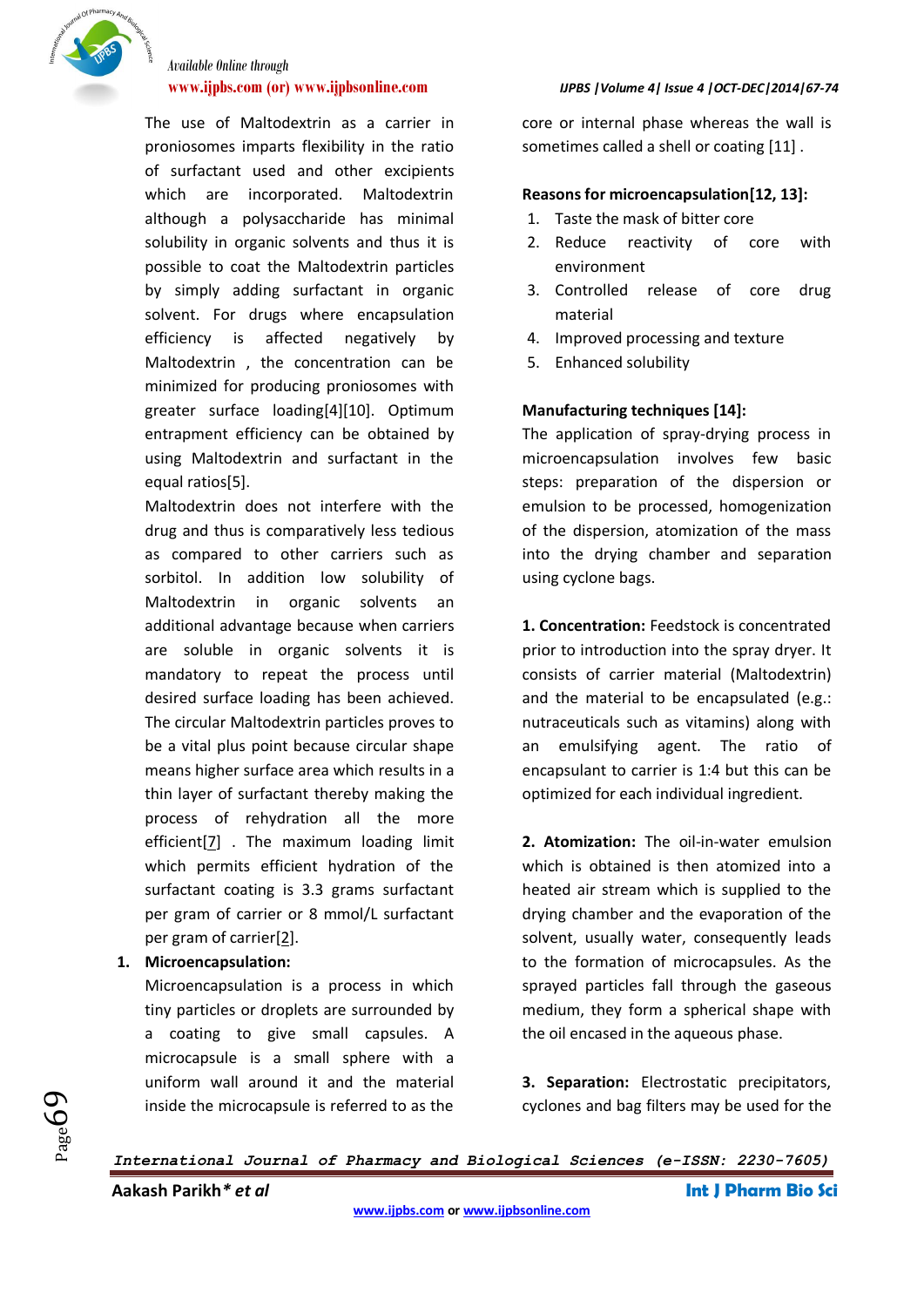The use of Maltodextrin as a carrier in proniosomes imparts flexibility in the ratio of surfactant used and other excipients which are incorporated. Maltodextrin although a polysaccharide has minimal solubility in organic solvents and thus it is possible to coat the Maltodextrin particles by simply adding surfactant in organic solvent. For drugs where encapsulation efficiency is affected negatively by Maltodextrin , the concentration can be minimized for producing proniosomes with greater surface loading[4][10]. Optimum entrapment efficiency can be obtained by using Maltodextrin and surfactant in the equal ratios[5].

Maltodextrin does not interfere with the drug and thus is comparatively less tedious as compared to other carriers such as sorbitol. In addition low solubility of Maltodextrin in organic solvents an additional advantage because when carriers are soluble in organic solvents it is mandatory to repeat the process until desired surface loading has been achieved. The circular Maltodextrin particles proves to be a vital plus point because circular shape means higher surface area which results in a thin layer of surfactant thereby making the process of rehydration all the more efficient[7] . The maximum loading limit which permits efficient hydration of the surfactant coating is 3.3 grams surfactant per gram of carrier or 8 mmol/L surfactant per gram of carrier[2].

1. **Microencapsulation:**

Microencapsulation is a process in which tiny particles or droplets are surrounded by a coating to give small capsules. A microcapsule is a small sphere with a uniform wall around it and the material inside the microcapsule is referred to as the core or internal phase whereas the wall is sometimes called a shell or coating [11] .

**Reasons for microencapsulation[12, 13]:**

1. Taste the mask of bitter core
2. Reduce reactivity of core with environment
3. Controlled release of core drug material
4. Improved processing and texture
5. Enhanced solubility

**Manufacturing techniques [14]:**

The application of spray-drying process in microencapsulation involves few basic steps: preparation of the dispersion or emulsion to be processed, homogenization of the dispersion, atomization of the mass into the drying chamber and separation using cyclone bags.

**1. Concentration:** Feedstock is concentrated prior to introduction into the spray dryer. It consists of carrier material (Maltodextrin) and the material to be encapsulated (e.g.: nutraceuticals such as vitamins) along with an emulsifying agent. The ratio of encapsulant to carrier is 1:4 but this can be optimized for each individual ingredient.

**2. Atomization:** The oil-in-water emulsion which is obtained is then atomized into a heated air stream which is supplied to the drying chamber and the evaporation of the solvent, usually water, consequently leads to the formation of microcapsules. As the sprayed particles fall through the gaseous medium, they form a spherical shape with the oil encased in the aqueous phase.

**3. Separation:** Electrostatic precipitators, cyclones and bag filters may be used for the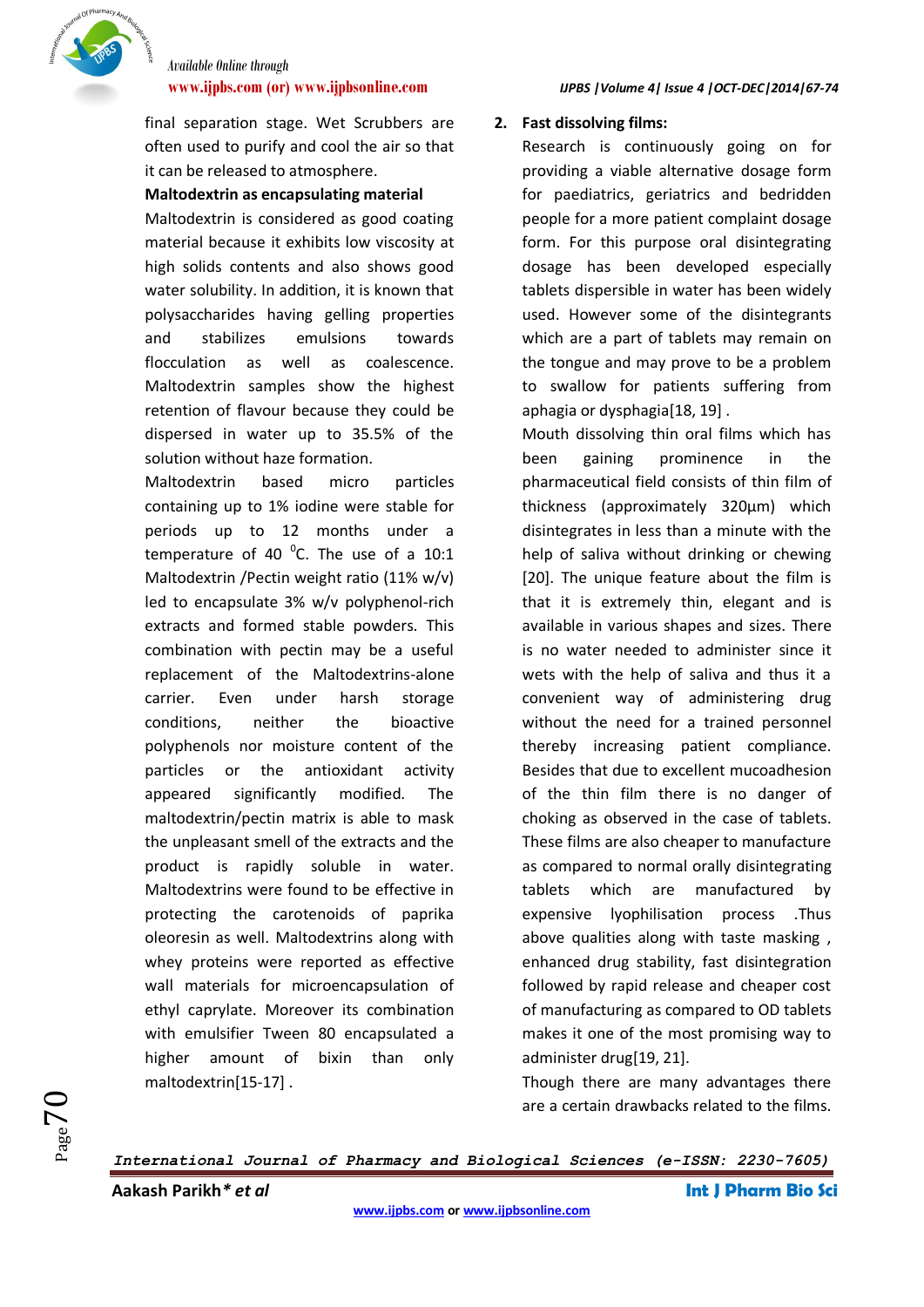final separation stage. Wet Scrubbers are often used to purify and cool the air so that it can be released to atmosphere.

**Maltodextrin as encapsulating material**

Maltodextrin is considered as good coating material because it exhibits low viscosity at high solids contents and also shows good water solubility. In addition, it is known that polysaccharides having gelling properties and stabilizes emulsions towards flocculation as well as coalescence. Maltodextrin samples show the highest retention of flavour because they could be dispersed in water up to 35.5% of the solution without haze formation.

Maltodextrin based micro particles containing up to 1% iodine were stable for periods up to 12 months under a temperature of 40 $^0$C. The use of a 10:1 Maltodextrin /Pectin weight ratio (11% w/v) led to encapsulate 3% w/v polyphenol-rich extracts and formed stable powders. This combination with pectin may be a useful replacement of the Maltodextrins-alone carrier. Even under harsh storage conditions, neither the bioactive polyphenols nor moisture content of the particles or the antioxidant activity appeared significantly modified. The maltodextrin/pectin matrix is able to mask the unpleasant smell of the extracts and the product is rapidly soluble in water. Maltodextrins were found to be effective in protecting the carotenoids of paprika oleoresin as well. Maltodextrins along with whey proteins were reported as effective wall materials for microencapsulation of ethyl caprylate. Moreover its combination with emulsifier Tween 80 encapsulated a higher amount of bixin than only maltodextrin[15-17] .

**2. Fast dissolving films:**

Research is continuously going on for providing a viable alternative dosage form for paediatrics, geriatrics and bedridden people for a more patient complaint dosage form. For this purpose oral disintegrating dosage has been developed especially tablets dispersible in water has been widely used. However some of the disintegrants which are a part of tablets may remain on the tongue and may prove to be a problem to swallow for patients suffering from aphagia or dysphagia[18, 19] .

Mouth dissolving thin oral films which has been gaining prominence in the pharmaceutical field consists of thin film of thickness (approximately 320µm) which disintegrates in less than a minute with the help of saliva without drinking or chewing [20]. The unique feature about the film is that it is extremely thin, elegant and is available in various shapes and sizes. There is no water needed to administer since it wets with the help of saliva and thus it a convenient way of administering drug without the need for a trained personnel thereby increasing patient compliance. Besides that due to excellent mucoadhesion of the thin film there is no danger of choking as observed in the case of tablets. These films are also cheaper to manufacture as compared to normal orally disintegrating tablets which are manufactured by expensive lyophilisation process .Thus above qualities along with taste masking , enhanced drug stability, fast disintegration followed by rapid release and cheaper cost of manufacturing as compared to OD tablets makes it one of the most promising way to administer drug[19, 21].

Though there are many advantages there are a certain drawbacks related to the films.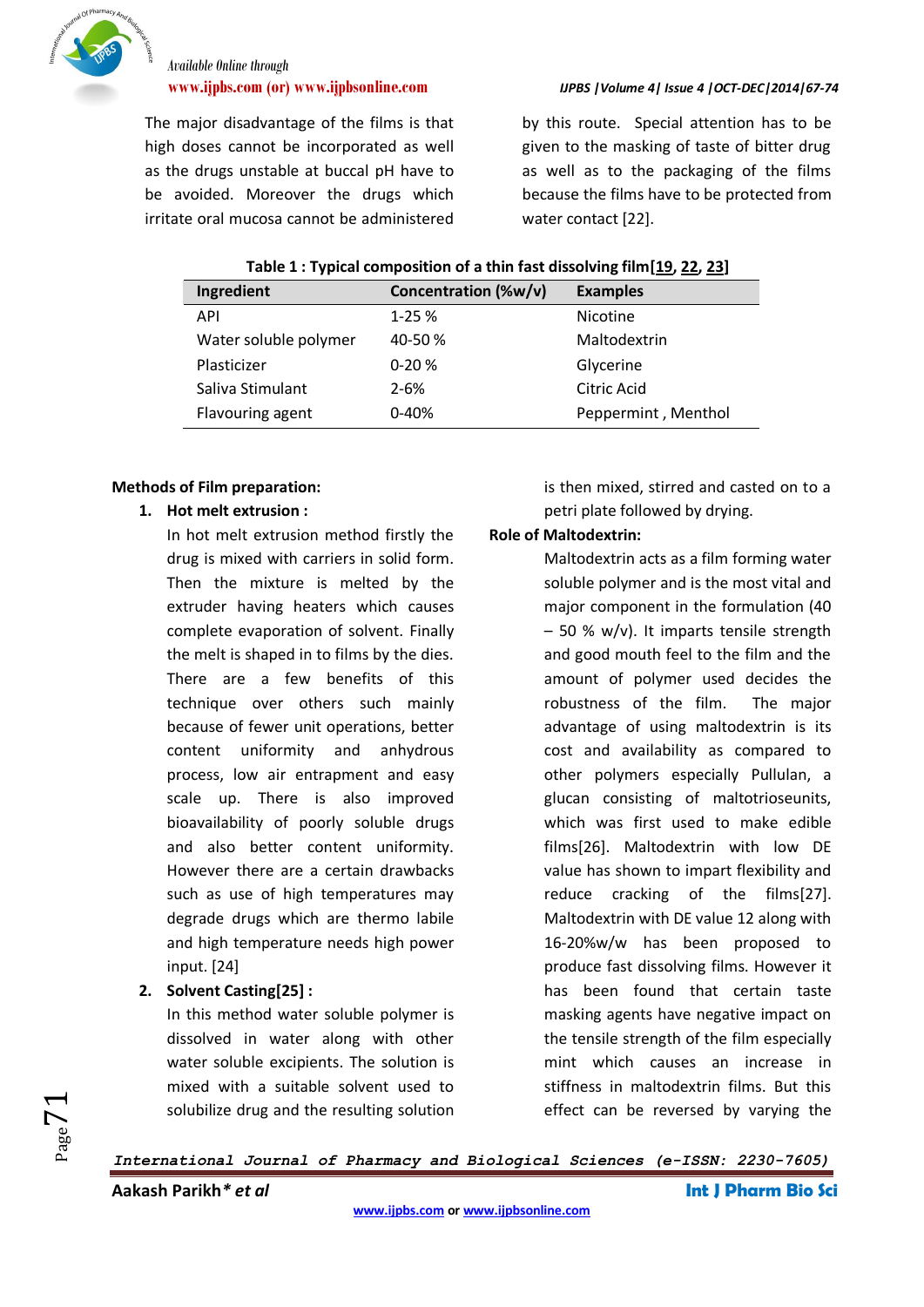The major disadvantage of the films is that high doses cannot be incorporated as well as the drugs unstable at buccal pH have to be avoided. Moreover the drugs which irritate oral mucosa cannot be administered by this route. Special attention has to be given to the masking of taste of bitter drug as well as to the packaging of the films because the films have to be protected from water contact [22].

**Table 1 : Typical composition of a thin fast dissolving film[19, 22, 23]**

| Ingredient | Concentration (%w/v) | Examples |
|---|---|---|
| API | 1-25 % | Nicotine |
| Water soluble polymer | 40-50 % | Maltodextrin |
| Plasticizer | 0-20 % | Glycerine |
| Saliva Stimulant | 2-6% | Citric Acid |
| Flavouring agent | 0-40% | Peppermint , Menthol |

**Methods of Film preparation:**

1. **Hot melt extrusion :**

   In hot melt extrusion method firstly the drug is mixed with carriers in solid form. Then the mixture is melted by the extruder having heaters which causes complete evaporation of solvent. Finally the melt is shaped in to films by the dies. There are a few benefits of this technique over others such mainly because of fewer unit operations, better content uniformity and anhydrous process, low air entrapment and easy scale up. There is also improved bioavailability of poorly soluble drugs and also better content uniformity. However there are a certain drawbacks such as use of high temperatures may degrade drugs which are thermo labile and high temperature needs high power input. [24]

2. **Solvent Casting[25] :**

   In this method water soluble polymer is dissolved in water along with other water soluble excipients. The solution is mixed with a suitable solvent used to solubilize drug and the resulting solution is then mixed, stirred and casted on to a petri plate followed by drying.

**Role of Maltodextrin:**

Maltodextrin acts as a film forming water soluble polymer and is the most vital and major component in the formulation (40 – 50 % w/v). It imparts tensile strength and good mouth feel to the film and the amount of polymer used decides the robustness of the film. The major advantage of using maltodextrin is its cost and availability as compared to other polymers especially Pullulan, a glucan consisting of maltotrioseunits, which was first used to make edible films[26]. Maltodextrin with low DE value has shown to impart flexibility and reduce cracking of the films[27]. Maltodextrin with DE value 12 along with 16-20%w/w has been proposed to produce fast dissolving films. However it has been found that certain taste masking agents have negative impact on the tensile strength of the film especially mint which causes an increase in stiffness in maltodextrin films. But this effect can be reversed by varying the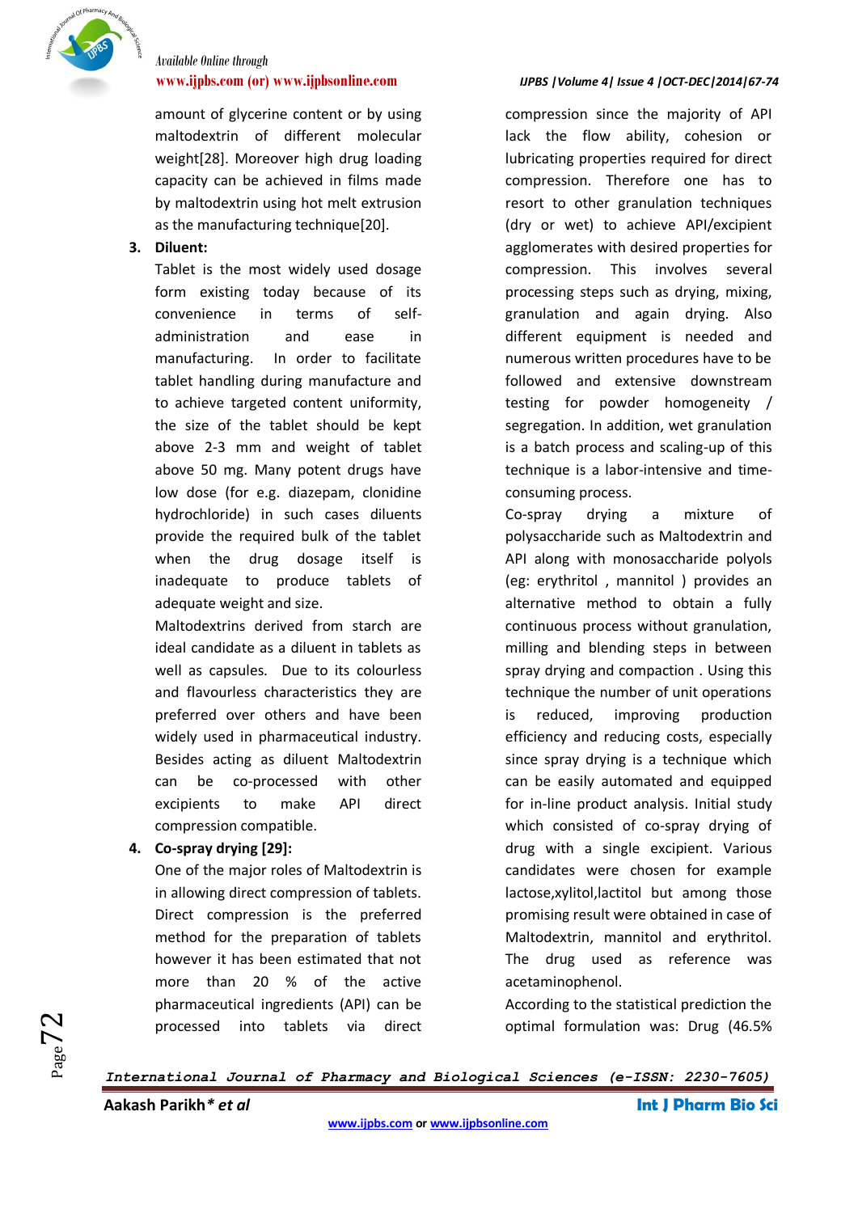amount of glycerine content or by using maltodextrin of different molecular weight[28]. Moreover high drug loading capacity can be achieved in films made by maltodextrin using hot melt extrusion as the manufacturing technique[20].

3. **Diluent:**

Tablet is the most widely used dosage form existing today because of its convenience in terms of self-administration and ease in manufacturing. In order to facilitate tablet handling during manufacture and to achieve targeted content uniformity, the size of the tablet should be kept above 2-3 mm and weight of tablet above 50 mg. Many potent drugs have low dose (for e.g. diazepam, clonidine hydrochloride) in such cases diluents provide the required bulk of the tablet when the drug dosage itself is inadequate to produce tablets of adequate weight and size.

Maltodextrins derived from starch are ideal candidate as a diluent in tablets as well as capsules. Due to its colourless and flavourless characteristics they are preferred over others and have been widely used in pharmaceutical industry. Besides acting as diluent Maltodextrin can be co-processed with other excipients to make API direct compression compatible.

4. **Co-spray drying [29]:**

One of the major roles of Maltodextrin is in allowing direct compression of tablets. Direct compression is the preferred method for the preparation of tablets however it has been estimated that not more than 20 % of the active pharmaceutical ingredients (API) can be processed into tablets via direct compression since the majority of API lack the flow ability, cohesion or lubricating properties required for direct compression. Therefore one has to resort to other granulation techniques (dry or wet) to achieve API/excipient agglomerates with desired properties for compression. This involves several processing steps such as drying, mixing, granulation and again drying. Also different equipment is needed and numerous written procedures have to be followed and extensive downstream testing for powder homogeneity / segregation. In addition, wet granulation is a batch process and scaling-up of this technique is a labor-intensive and time-consuming process.

Co-spray drying a mixture of polysaccharide such as Maltodextrin and API along with monosaccharide polyols (eg: erythritol , mannitol ) provides an alternative method to obtain a fully continuous process without granulation, milling and blending steps in between spray drying and compaction . Using this technique the number of unit operations is reduced, improving production efficiency and reducing costs, especially since spray drying is a technique which can be easily automated and equipped for in-line product analysis. Initial study which consisted of co-spray drying of drug with a single excipient. Various candidates were chosen for example lactose,xylitol,lactitol but among those promising result were obtained in case of Maltodextrin, mannitol and erythritol. The drug used as reference was acetaminophenol.

According to the statistical prediction the optimal formulation was: Drug (46.5%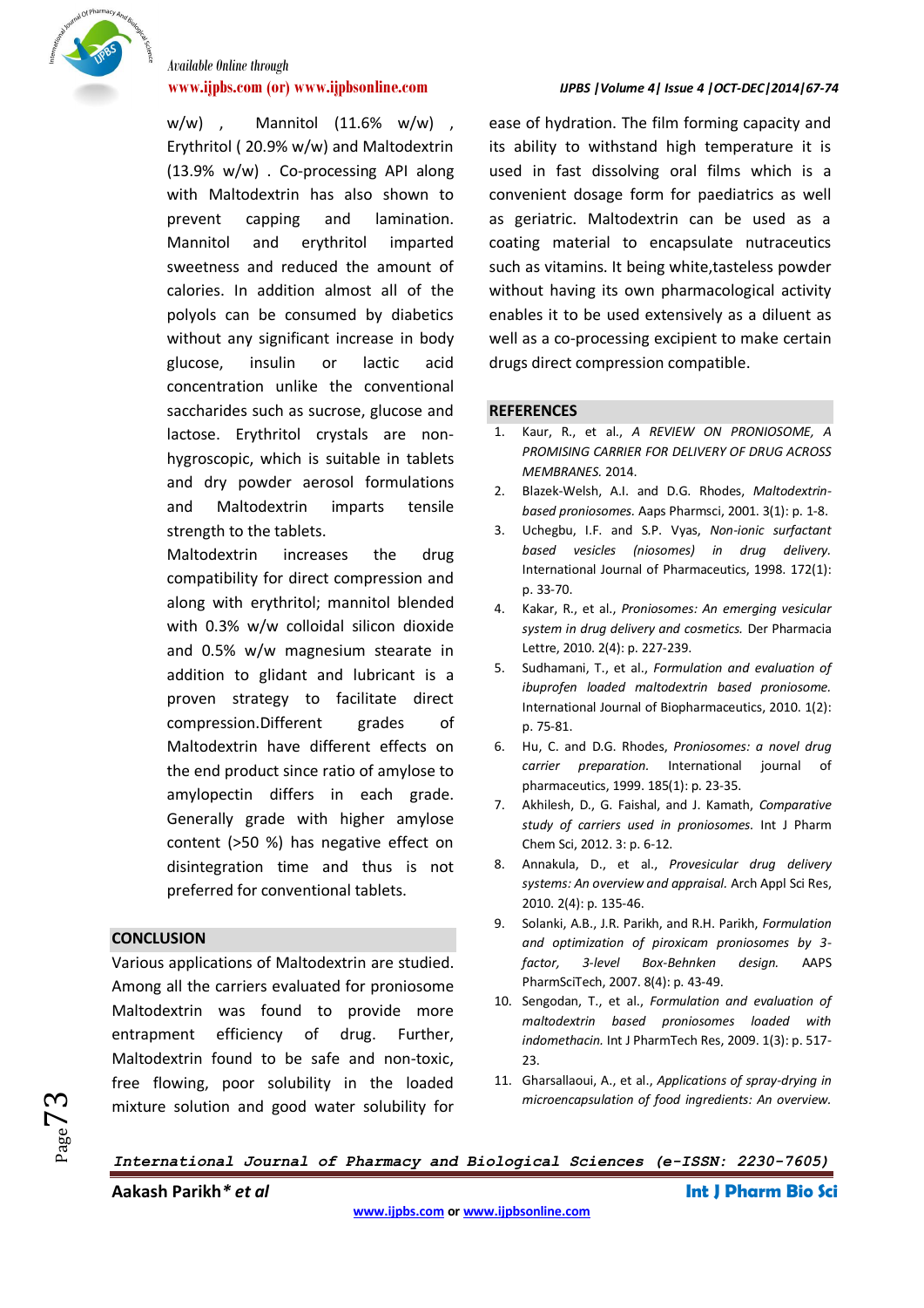w/w) , Mannitol (11.6% w/w) , Erythritol ( 20.9% w/w) and Maltodextrin (13.9% w/w) . Co-processing API along with Maltodextrin has also shown to prevent capping and lamination. Mannitol and erythritol imparted sweetness and reduced the amount of calories. In addition almost all of the polyols can be consumed by diabetics without any significant increase in body glucose, insulin or lactic acid concentration unlike the conventional saccharides such as sucrose, glucose and lactose. Erythritol crystals are non-hygroscopic, which is suitable in tablets and dry powder aerosol formulations and Maltodextrin imparts tensile strength to the tablets.

Maltodextrin increases the drug compatibility for direct compression and along with erythritol; mannitol blended with 0.3% w/w colloidal silicon dioxide and 0.5% w/w magnesium stearate in addition to glidant and lubricant is a proven strategy to facilitate direct compression.Different grades of Maltodextrin have different effects on the end product since ratio of amylose to amylopectin differs in each grade. Generally grade with higher amylose content (>50 %) has negative effect on disintegration time and thus is not preferred for conventional tablets.

## CONCLUSION

Various applications of Maltodextrin are studied. Among all the carriers evaluated for proniosome Maltodextrin was found to provide more entrapment efficiency of drug. Further, Maltodextrin found to be safe and non-toxic, free flowing, poor solubility in the loaded mixture solution and good water solubility for ease of hydration. The film forming capacity and its ability to withstand high temperature it is used in fast dissolving oral films which is a convenient dosage form for paediatrics as well as geriatric. Maltodextrin can be used as a coating material to encapsulate nutraceutics such as vitamins. It being white,tasteless powder without having its own pharmacological activity enables it to be used extensively as a diluent as well as a co-processing excipient to make certain drugs direct compression compatible.

## REFERENCES

1. Kaur, R., et al., *A REVIEW ON PRONIOSOME, A PROMISING CARRIER FOR DELIVERY OF DRUG ACROSS MEMBRANES.* 2014.
2. Blazek-Welsh, A.I. and D.G. Rhodes, *Maltodextrin-based proniosomes.* Aaps Pharmsci, 2001. 3(1): p. 1-8.
3. Uchegbu, I.F. and S.P. Vyas, *Non-ionic surfactant based vesicles (niosomes) in drug delivery.* International Journal of Pharmaceutics, 1998. 172(1): p. 33-70.
4. Kakar, R., et al., *Proniosomes: An emerging vesicular system in drug delivery and cosmetics.* Der Pharmacia Lettre, 2010. 2(4): p. 227-239.
5. Sudhamani, T., et al., *Formulation and evaluation of ibuprofen loaded maltodextrin based proniosome.* International Journal of Biopharmaceutics, 2010. 1(2): p. 75-81.
6. Hu, C. and D.G. Rhodes, *Proniosomes: a novel drug carrier preparation.* International journal of pharmaceutics, 1999. 185(1): p. 23-35.
7. Akhilesh, D., G. Faishal, and J. Kamath, *Comparative study of carriers used in proniosomes.* Int J Pharm Chem Sci, 2012. 3: p. 6-12.
8. Annakula, D., et al., *Provesicular drug delivery systems: An overview and appraisal.* Arch Appl Sci Res, 2010. 2(4): p. 135-46.
9. Solanki, A.B., J.R. Parikh, and R.H. Parikh, *Formulation and optimization of piroxicam proniosomes by 3-factor, 3-level Box-Behnken design.* AAPS PharmSciTech, 2007. 8(4): p. 43-49.
10. Sengodan, T., et al., *Formulation and evaluation of maltodextrin based proniosomes loaded with indomethacin.* Int J PharmTech Res, 2009. 1(3): p. 517-23.
11. Gharsallaoui, A., et al., *Applications of spray-drying in microencapsulation of food ingredients: An overview.*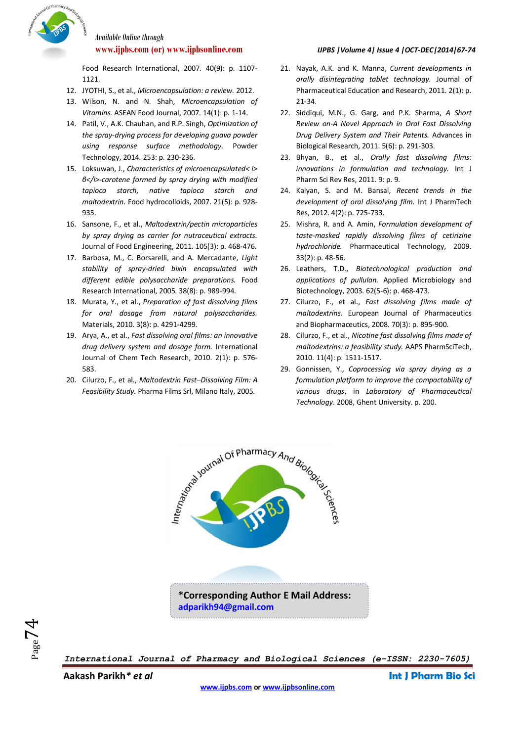Food Research International, 2007. 40(9): p. 1107-1121.

12. JYOTHI, S., et al., *Microencapsulation: a review.* 2012.
13. Wilson, N. and N. Shah, *Microencapsulation of Vitamins.* ASEAN Food Journal, 2007. 14(1): p. 1-14.
14. Patil, V., A.K. Chauhan, and R.P. Singh, *Optimization of the spray-drying process for developing guava powder using response surface methodology.* Powder Technology, 2014. 253: p. 230-236.
15. Loksuwan, J., *Characteristics of microencapsulated< i> β</i>-carotene formed by spray drying with modified tapioca starch, native tapioca starch and maltodextrin.* Food hydrocolloids, 2007. 21(5): p. 928-935.
16. Sansone, F., et al., *Maltodextrin/pectin microparticles by spray drying as carrier for nutraceutical extracts.* Journal of Food Engineering, 2011. 105(3): p. 468-476.
17. Barbosa, M., C. Borsarelli, and A. Mercadante, *Light stability of spray-dried bixin encapsulated with different edible polysaccharide preparations.* Food Research International, 2005. 38(8): p. 989-994.
18. Murata, Y., et al., *Preparation of fast dissolving films for oral dosage from natural polysaccharides.* Materials, 2010. 3(8): p. 4291-4299.
19. Arya, A., et al., *Fast dissolving oral films: an innovative drug delivery system and dosage form.* International Journal of Chem Tech Research, 2010. 2(1): p. 576-583.
20. Cilurzo, F., et al., *Maltodextrin Fast–Dissolving Film: A Feasibility Study.* Pharma Films Srl, Milano Italy, 2005.
21. Nayak, A.K. and K. Manna, *Current developments in orally disintegrating tablet technology.* Journal of Pharmaceutical Education and Research, 2011. 2(1): p. 21-34.
22. Siddiqui, M.N., G. Garg, and P.K. Sharma, *A Short Review on-A Novel Approach in Oral Fast Dissolving Drug Delivery System and Their Patents.* Advances in Biological Research, 2011. 5(6): p. 291-303.
23. Bhyan, B., et al., *Orally fast dissolving films: innovations in formulation and technology.* Int J Pharm Sci Rev Res, 2011. 9: p. 9.
24. Kalyan, S. and M. Bansal, *Recent trends in the development of oral dissolving film.* Int J PharmTech Res, 2012. 4(2): p. 725-733.
25. Mishra, R. and A. Amin, *Formulation development of taste-masked rapidly dissolving films of cetirizine hydrochloride.* Pharmaceutical Technology, 2009. 33(2): p. 48-56.
26. Leathers, T.D., *Biotechnological production and applications of pullulan.* Applied Microbiology and Biotechnology, 2003. 62(5-6): p. 468-473.
27. Cilurzo, F., et al., *Fast dissolving films made of maltodextrins.* European Journal of Pharmaceutics and Biopharmaceutics, 2008. 70(3): p. 895-900.
28. Cilurzo, F., et al., *Nicotine fast dissolving films made of maltodextrins: a feasibility study.* AAPS PharmSciTech, 2010. 11(4): p. 1511-1517.
29. Gonnissen, Y., *Coprocessing via spray drying as a formulation platform to improve the compactability of various drugs*, in *Laboratory of Pharmaceutical Technology*. 2008, Ghent University. p. 200.

**\*Corresponding Author E Mail Address:**
**adparikh94@gmail.com**